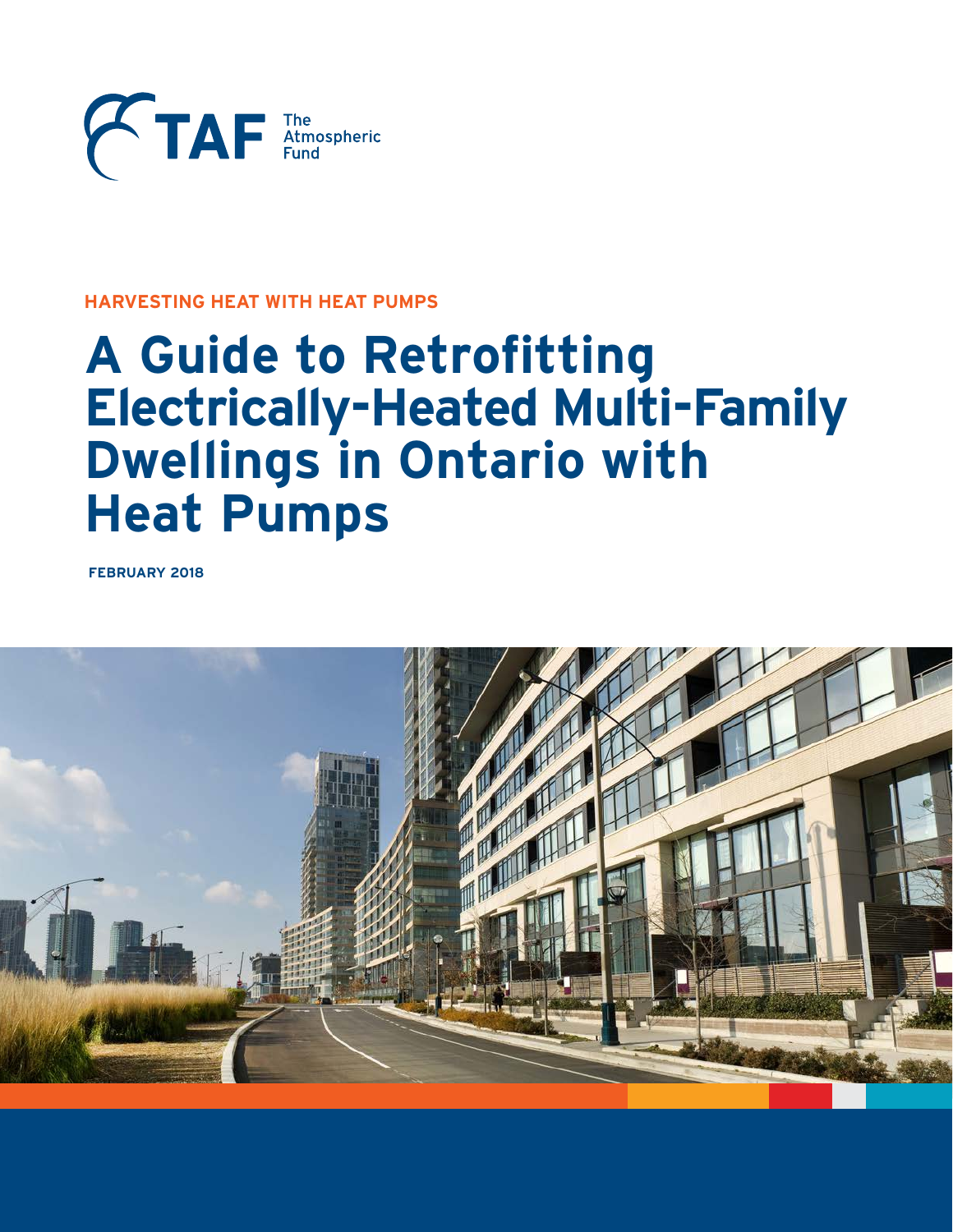TAF The Atmospheric Fund

**HARVESTING HEAT WITH HEAT PUMPS**

# A Guide to Retrofitting Electrically-Heated Multi-Family Dwellings in Ontario with Heat Pumps

**FEBRUARY 2018**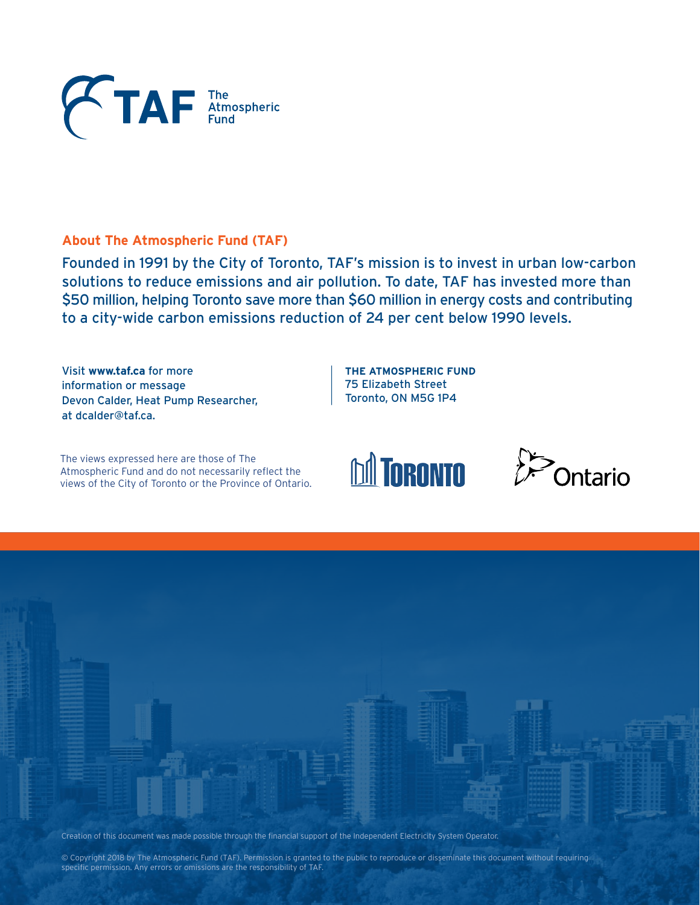TAF The Atmospheric Fund

## About The Atmospheric Fund (TAF)

Founded in 1991 by the City of Toronto, TAF's mission is to invest in urban low-carbon solutions to reduce emissions and air pollution. To date, TAF has invested more than $50 million, helping Toronto save more than $60 million in energy costs and contributing to a city-wide carbon emissions reduction of 24 per cent below 1990 levels.

Visit **www.taf.ca** for more information or message Devon Calder, Heat Pump Researcher, at dcalder@taf.ca.

**THE ATMOSPHERIC FUND**
75 Elizabeth Street
Toronto, ON M5G 1P4

The views expressed here are those of The Atmospheric Fund and do not necessarily reflect the views of the City of Toronto or the Province of Ontario.

Toronto

Ontario

Creation of this document was made possible through the financial support of the Independent Electricity System Operator.

© Copyright 2018 by The Atmospheric Fund (TAF). Permission is granted to the public to reproduce or disseminate this document without requiring specific permission. Any errors or omissions are the responsibility of TAF.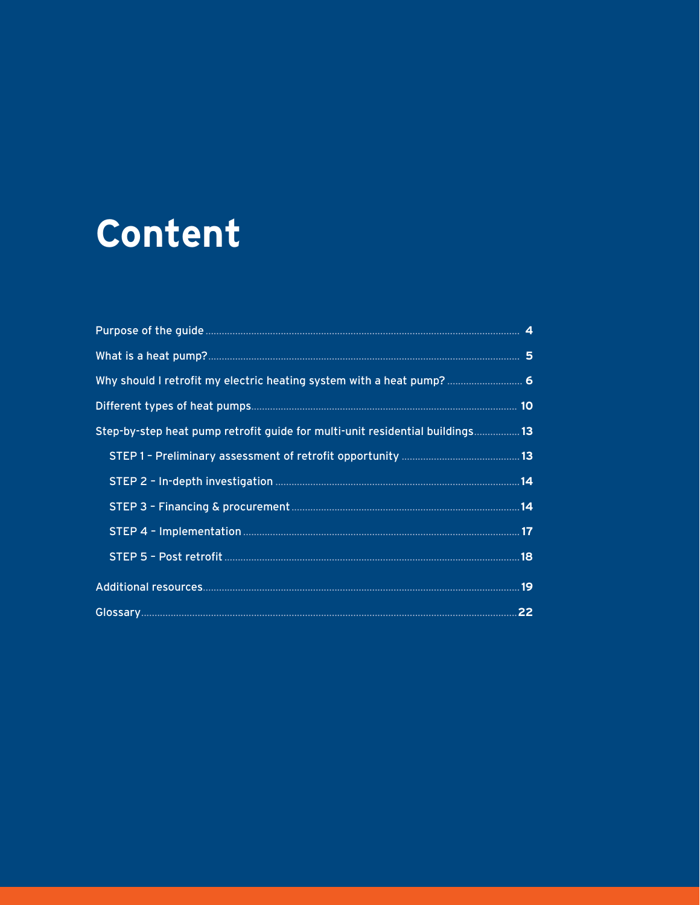# Content

- Purpose of the guide ..... 4
- What is a heat pump? ..... 5
- Why should I retrofit my electric heating system with a heat pump? ..... 6
- Different types of heat pumps ..... 10
- Step-by-step heat pump retrofit guide for multi-unit residential buildings ..... 13
  - STEP 1 – Preliminary assessment of retrofit opportunity ..... 13
  - STEP 2 – In-depth investigation ..... 14
  - STEP 3 – Financing & procurement ..... 14
  - STEP 4 – Implementation ..... 17
  - STEP 5 – Post retrofit ..... 18
- Additional resources ..... 19
- Glossary ..... 22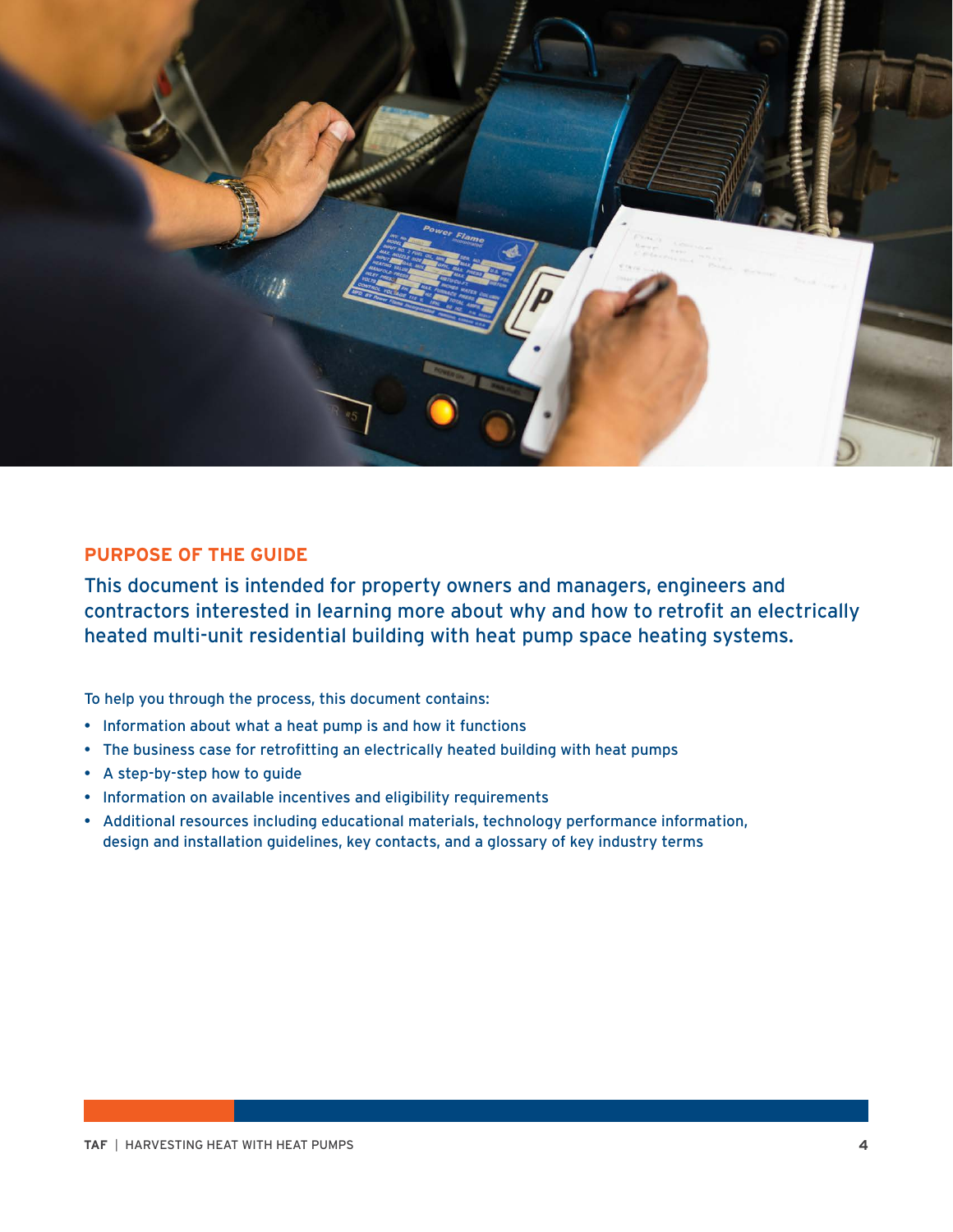## PURPOSE OF THE GUIDE

This document is intended for property owners and managers, engineers and contractors interested in learning more about why and how to retrofit an electrically heated multi-unit residential building with heat pump space heating systems.

To help you through the process, this document contains:

- Information about what a heat pump is and how it functions
- The business case for retrofitting an electrically heated building with heat pumps
- A step-by-step how to guide
- Information on available incentives and eligibility requirements
- Additional resources including educational materials, technology performance information, design and installation guidelines, key contacts, and a glossary of key industry terms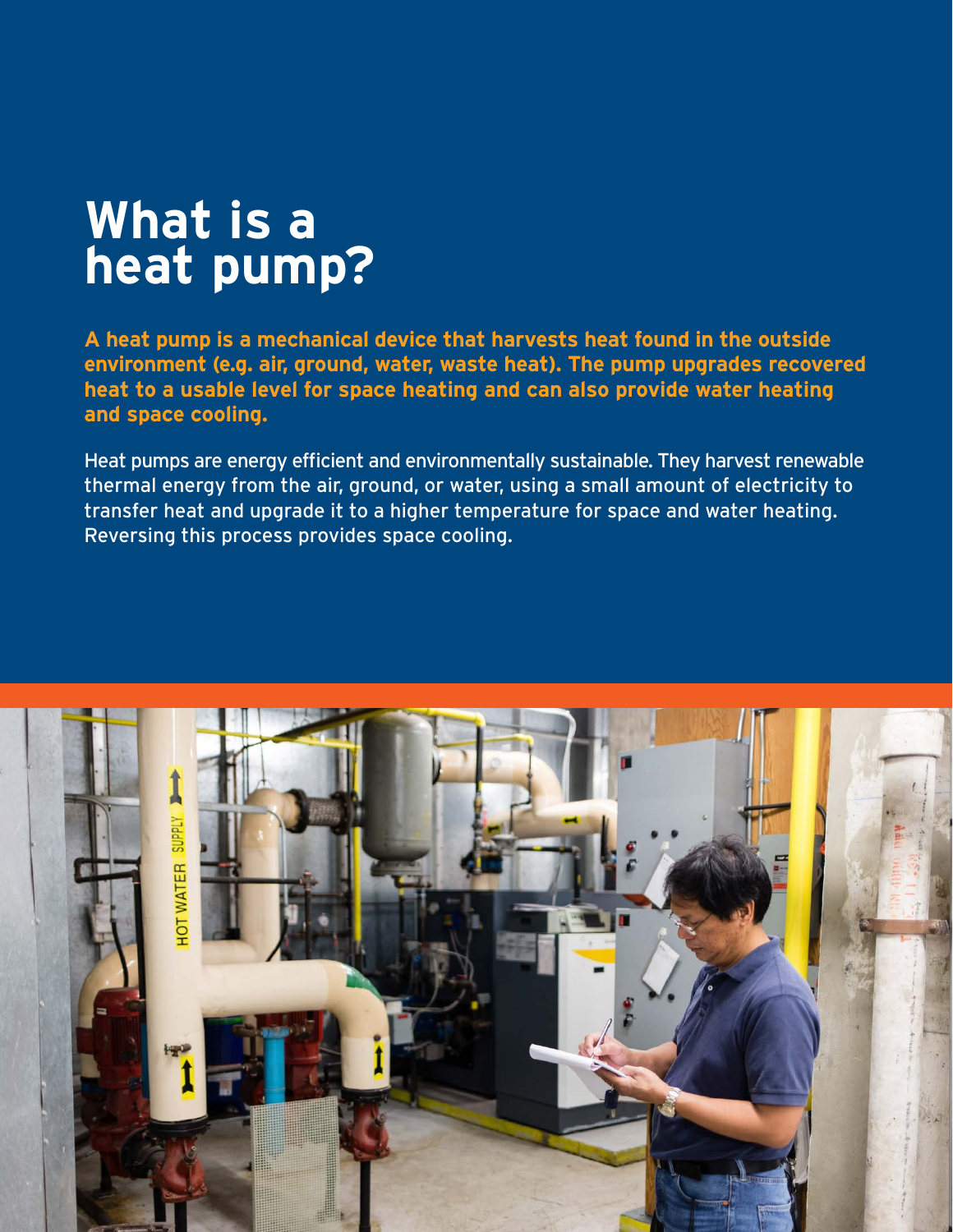# What is a heat pump?

**A heat pump is a mechanical device that harvests heat found in the outside environment (e.g. air, ground, water, waste heat). The pump upgrades recovered heat to a usable level for space heating and can also provide water heating and space cooling.**

Heat pumps are energy efficient and environmentally sustainable. They harvest renewable thermal energy from the air, ground, or water, using a small amount of electricity to transfer heat and upgrade it to a higher temperature for space and water heating. Reversing this process provides space cooling.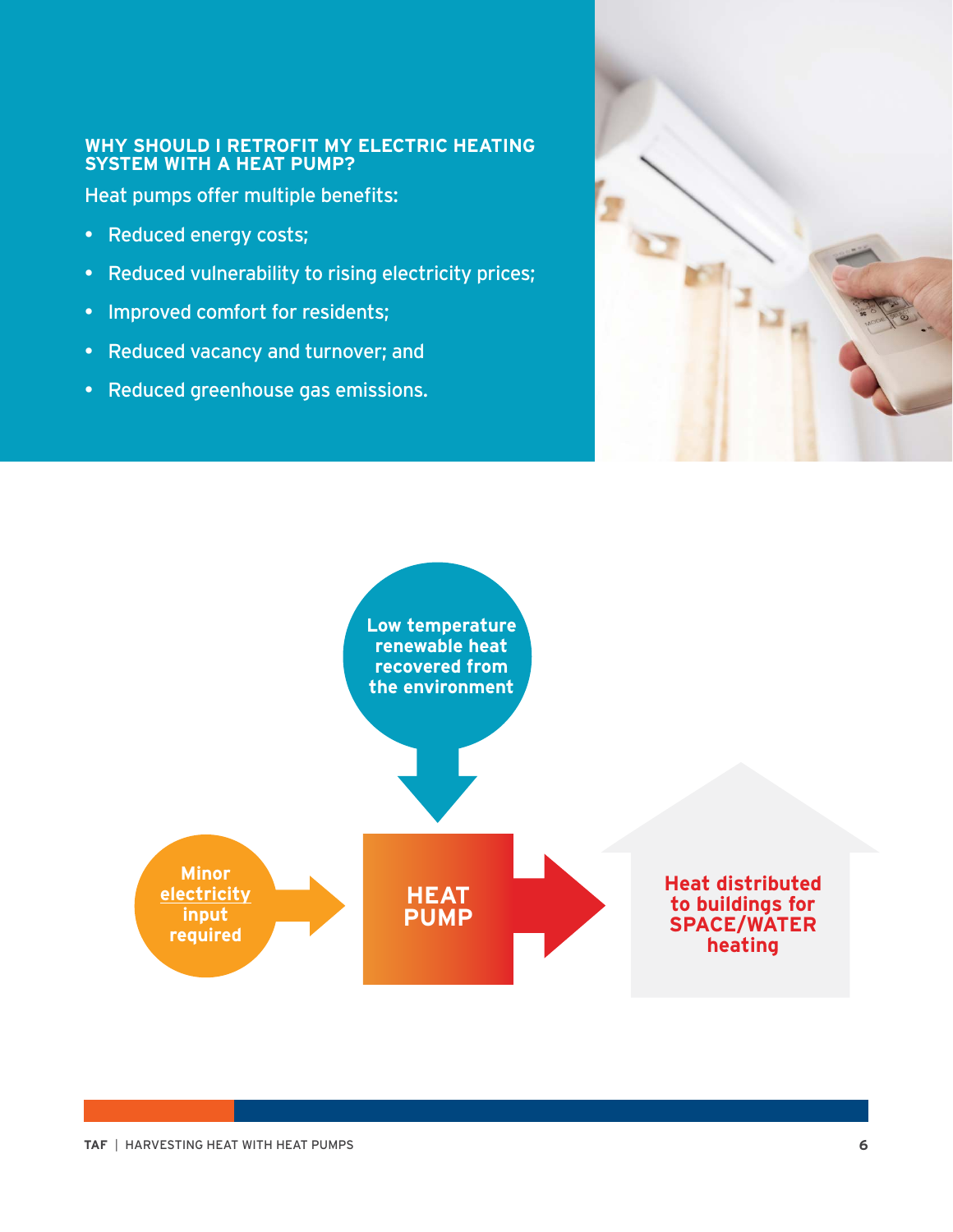## WHY SHOULD I RETROFIT MY ELECTRIC HEATING SYSTEM WITH A HEAT PUMP?

Heat pumps offer multiple benefits:

- Reduced energy costs;
- Reduced vulnerability to rising electricity prices;
- Improved comfort for residents;
- Reduced vacancy and turnover; and
- Reduced greenhouse gas emissions.

Low temperature renewable heat recovered from the environment

Minor electricity input required

HEAT PUMP

Heat distributed to buildings for SPACE/WATER heating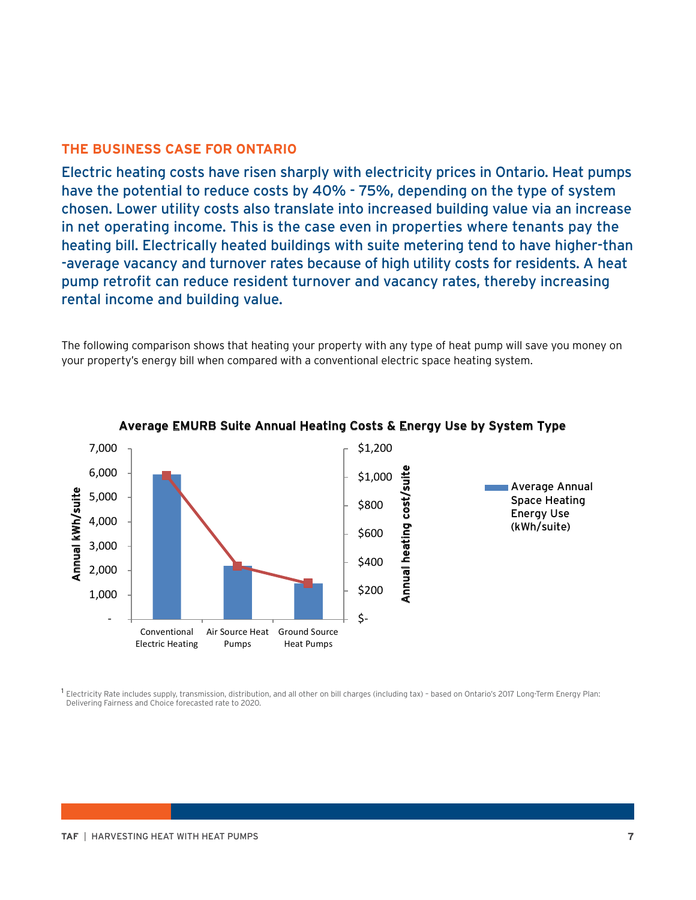## THE BUSINESS CASE FOR ONTARIO

Electric heating costs have risen sharply with electricity prices in Ontario. Heat pumps have the potential to reduce costs by 40% - 75%, depending on the type of system chosen. Lower utility costs also translate into increased building value via an increase in net operating income. This is the case even in properties where tenants pay the heating bill. Electrically heated buildings with suite metering tend to have higher-than -average vacancy and turnover rates because of high utility costs for residents. A heat pump retrofit can reduce resident turnover and vacancy rates, thereby increasing rental income and building value.

The following comparison shows that heating your property with any type of heat pump will save you money on your property's energy bill when compared with a conventional electric space heating system.

**Average EMURB Suite Annual Heating Costs & Energy Use by System Type**

Annual kWh/suite: 7,000; 6,000; 5,000; 4,000; 3,000; 2,000; 1,000; -

Annual heating cost/suite: $1,200; $1,000; $800; $600; $400; $200; $-

Conventional Electric Heating | Air Source Heat Pumps | Ground Source Heat Pumps

Average Annual Space Heating Energy Use (kWh/suite)

[1] Electricity Rate includes supply, transmission, distribution, and all other on bill charges (including tax) – based on Ontario's 2017 Long-Term Energy Plan: Delivering Fairness and Choice forecasted rate to 2020.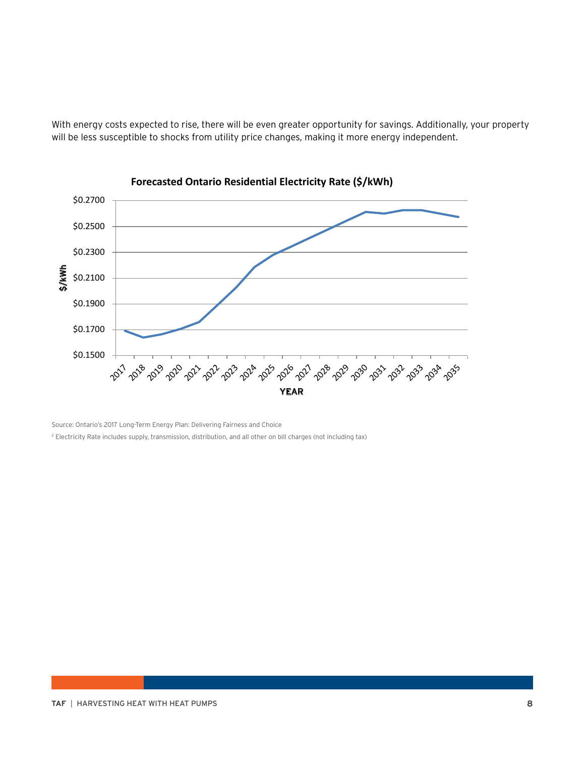With energy costs expected to rise, there will be even greater opportunity for savings. Additionally, your property will be less susceptible to shocks from utility price changes, making it more energy independent.

**Forecasted Ontario Residential Electricity Rate ($/kWh)**

Source: Ontario's 2017 Long-Term Energy Plan: Delivering Fairness and Choice

[2] Electricity Rate includes supply, transmission, distribution, and all other on bill charges (not including tax)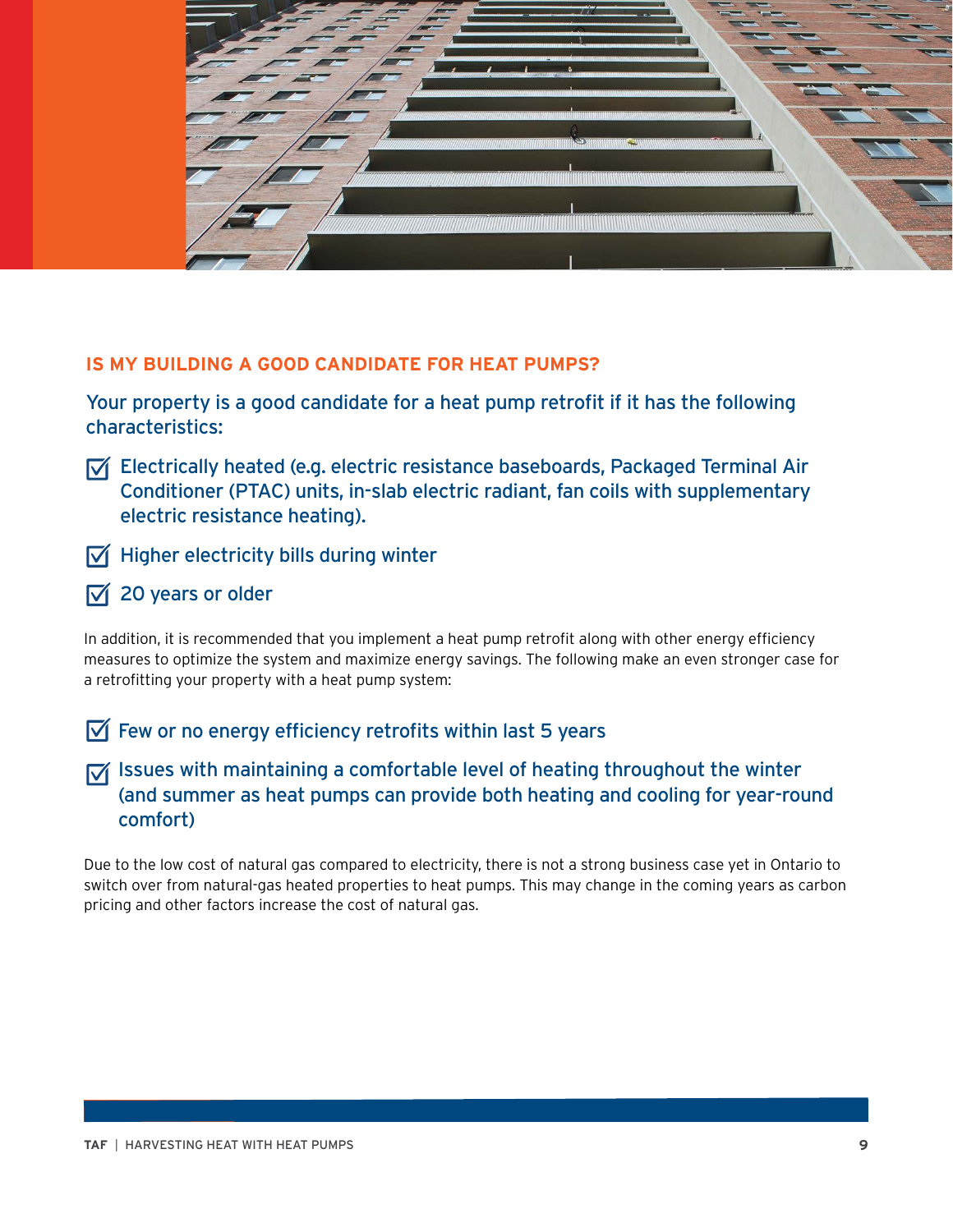## IS MY BUILDING A GOOD CANDIDATE FOR HEAT PUMPS?

Your property is a good candidate for a heat pump retrofit if it has the following characteristics:

- ☑ Electrically heated (e.g. electric resistance baseboards, Packaged Terminal Air Conditioner (PTAC) units, in-slab electric radiant, fan coils with supplementary electric resistance heating).
- ☑ Higher electricity bills during winter
- ☑ 20 years or older

In addition, it is recommended that you implement a heat pump retrofit along with other energy efficiency measures to optimize the system and maximize energy savings. The following make an even stronger case for a retrofitting your property with a heat pump system:

- ☑ Few or no energy efficiency retrofits within last 5 years
- ☑ Issues with maintaining a comfortable level of heating throughout the winter (and summer as heat pumps can provide both heating and cooling for year-round comfort)

Due to the low cost of natural gas compared to electricity, there is not a strong business case yet in Ontario to switch over from natural-gas heated properties to heat pumps. This may change in the coming years as carbon pricing and other factors increase the cost of natural gas.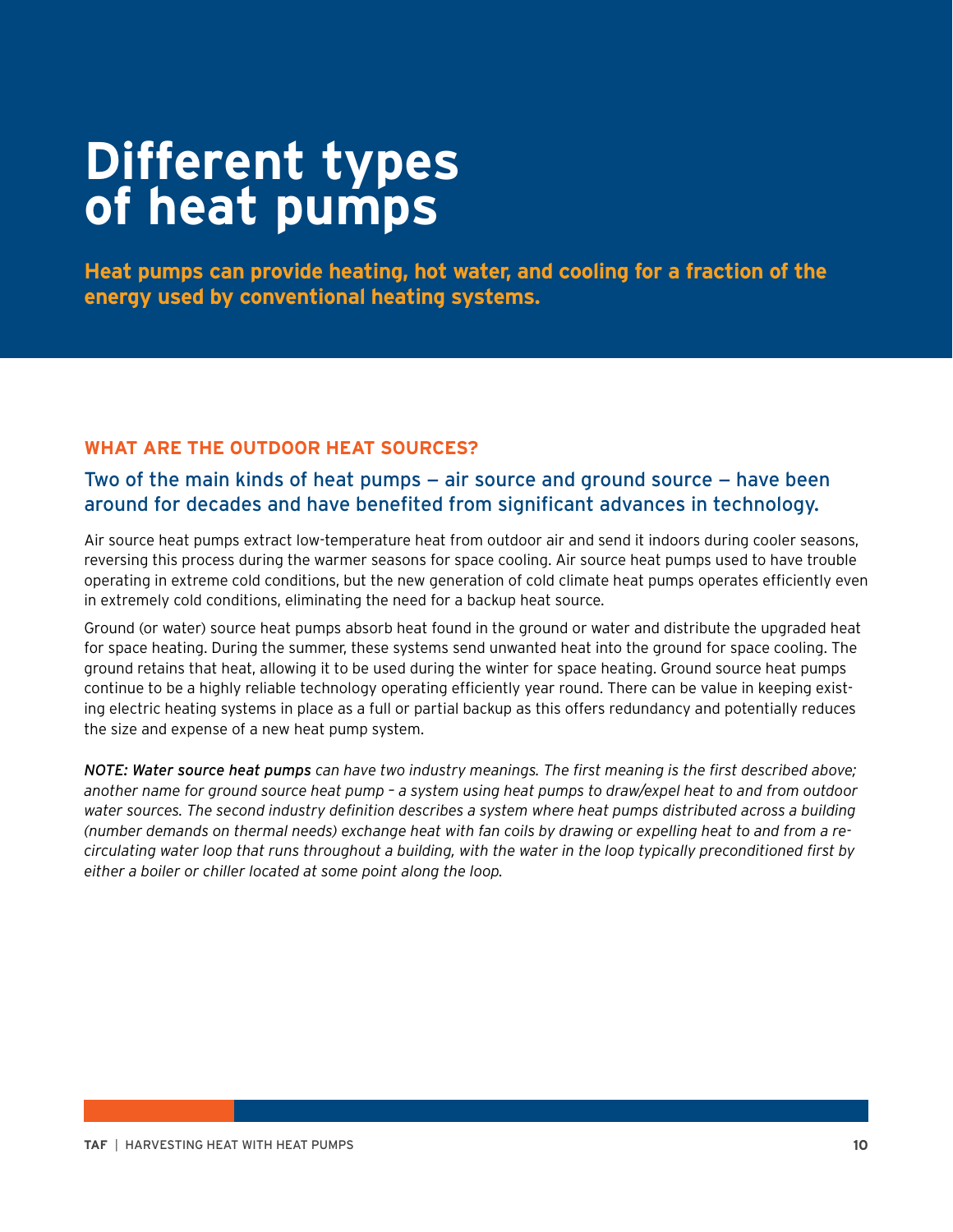# Different types of heat pumps

**Heat pumps can provide heating, hot water, and cooling for a fraction of the energy used by conventional heating systems.**

## WHAT ARE THE OUTDOOR HEAT SOURCES?

### Two of the main kinds of heat pumps — air source and ground source — have been around for decades and have benefited from significant advances in technology.

Air source heat pumps extract low-temperature heat from outdoor air and send it indoors during cooler seasons, reversing this process during the warmer seasons for space cooling. Air source heat pumps used to have trouble operating in extreme cold conditions, but the new generation of cold climate heat pumps operates efficiently even in extremely cold conditions, eliminating the need for a backup heat source.

Ground (or water) source heat pumps absorb heat found in the ground or water and distribute the upgraded heat for space heating. During the summer, these systems send unwanted heat into the ground for space cooling. The ground retains that heat, allowing it to be used during the winter for space heating. Ground source heat pumps continue to be a highly reliable technology operating efficiently year round. There can be value in keeping existing electric heating systems in place as a full or partial backup as this offers redundancy and potentially reduces the size and expense of a new heat pump system.

*NOTE: Water source heat pumps can have two industry meanings. The first meaning is the first described above; another name for ground source heat pump – a system using heat pumps to draw/expel heat to and from outdoor water sources. The second industry definition describes a system where heat pumps distributed across a building (number demands on thermal needs) exchange heat with fan coils by drawing or expelling heat to and from a re-circulating water loop that runs throughout a building, with the water in the loop typically preconditioned first by either a boiler or chiller located at some point along the loop.*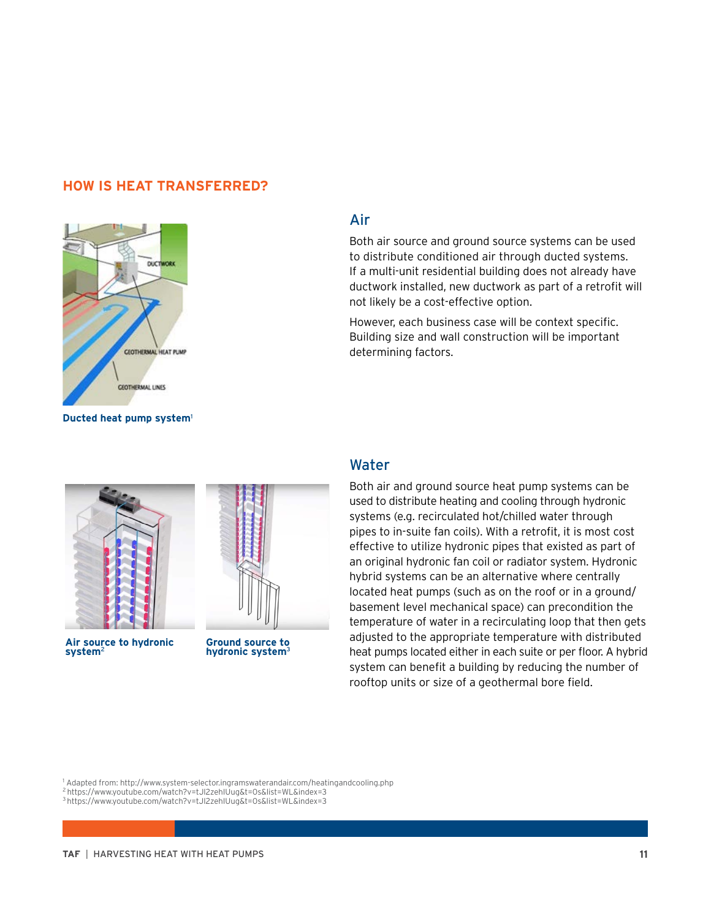## HOW IS HEAT TRANSFERRED?

Ducted heat pump system[1]

### Air

Both air source and ground source systems can be used to distribute conditioned air through ducted systems. If a multi-unit residential building does not already have ductwork installed, new ductwork as part of a retrofit will not likely be a cost-effective option.

However, each business case will be context specific. Building size and wall construction will be important determining factors.

Air source to hydronic system[2]

Ground source to hydronic system[3]

### Water

Both air and ground source heat pump systems can be used to distribute heating and cooling through hydronic systems (e.g. recirculated hot/chilled water through pipes to in-suite fan coils). With a retrofit, it is most cost effective to utilize hydronic pipes that existed as part of an original hydronic fan coil or radiator system. Hydronic hybrid systems can be an alternative where centrally located heat pumps (such as on the roof or in a ground/basement level mechanical space) can precondition the temperature of water in a recirculating loop that then gets adjusted to the appropriate temperature with distributed heat pumps located either in each suite or per floor. A hybrid system can benefit a building by reducing the number of rooftop units or size of a geothermal bore field.

[1] Adapted from: http://www.system-selector.ingramswaterandair.com/heatingandcooling.php
[2] https://www.youtube.com/watch?v=tJl2zehlUug&t=0s&list=WL&index=3
[3] https://www.youtube.com/watch?v=tJl2zehlUug&t=0s&list=WL&index=3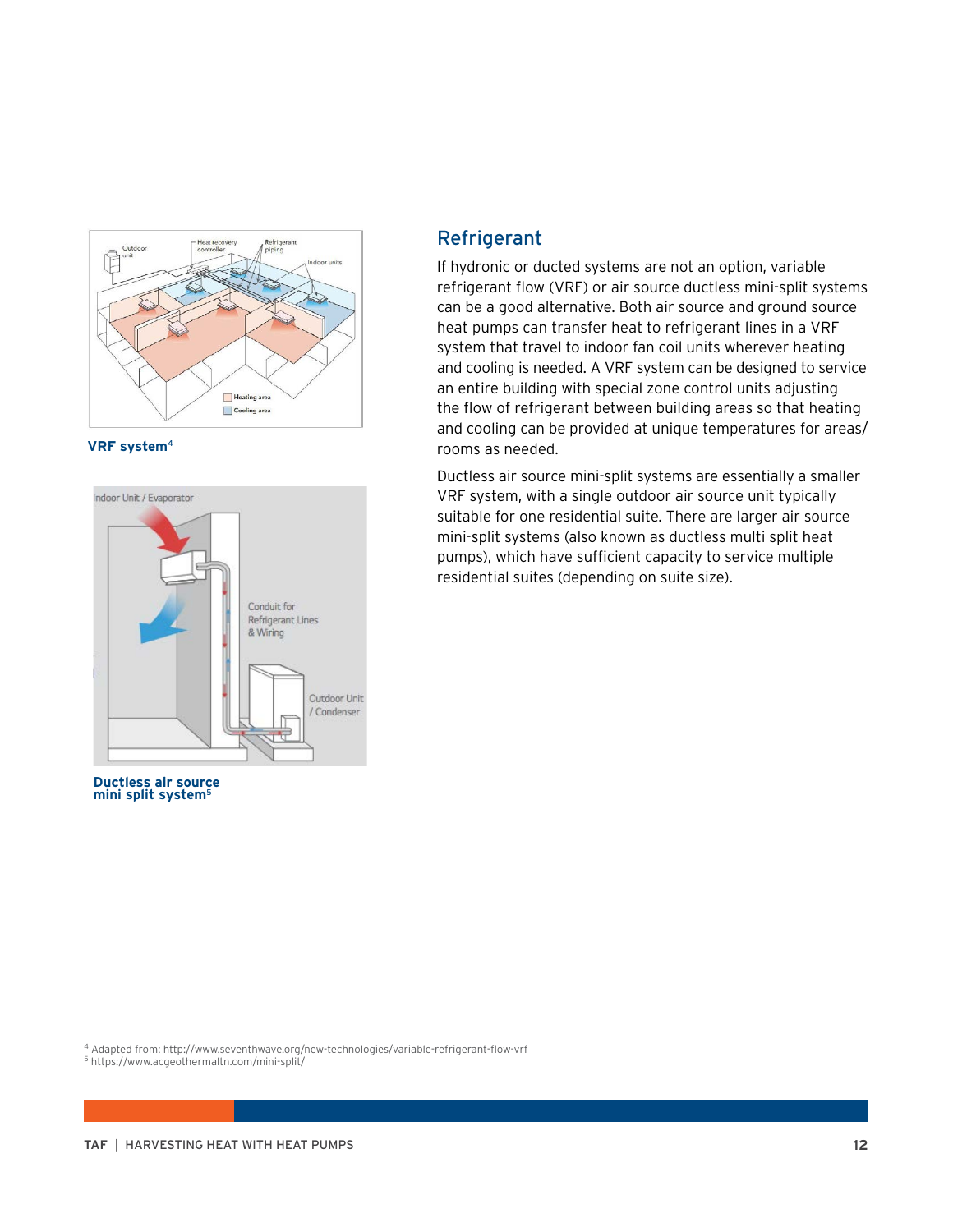VRF system[4]

Ductless air source mini split system[5]

## Refrigerant

If hydronic or ducted systems are not an option, variable refrigerant flow (VRF) or air source ductless mini-split systems can be a good alternative. Both air source and ground source heat pumps can transfer heat to refrigerant lines in a VRF system that travel to indoor fan coil units wherever heating and cooling is needed. A VRF system can be designed to service an entire building with special zone control units adjusting the flow of refrigerant between building areas so that heating and cooling can be provided at unique temperatures for areas/rooms as needed.

Ductless air source mini-split systems are essentially a smaller VRF system, with a single outdoor air source unit typically suitable for one residential suite. There are larger air source mini-split systems (also known as ductless multi split heat pumps), which have sufficient capacity to service multiple residential suites (depending on suite size).

[4] Adapted from: http://www.seventhwave.org/new-technologies/variable-refrigerant-flow-vrf
[5] https://www.acgeothermaltn.com/mini-split/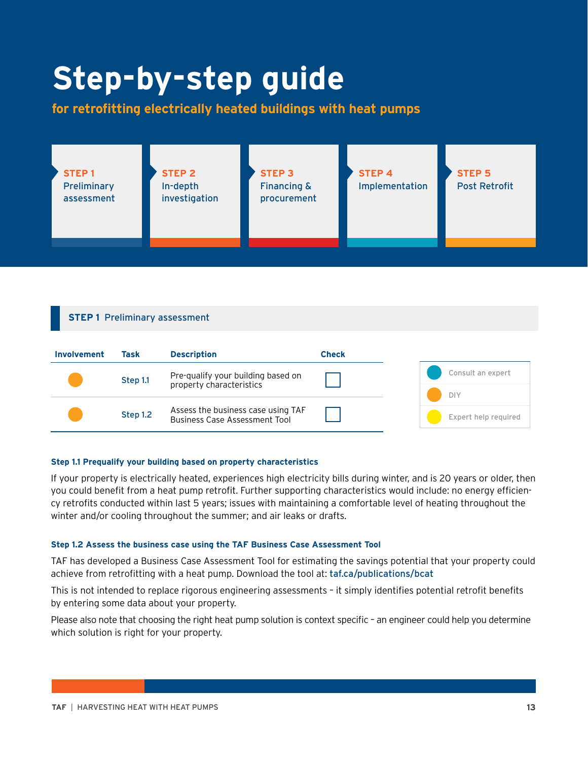# Step-by-step guide

**for retrofitting electrically heated buildings with heat pumps**

| STEP 1 | STEP 2 | STEP 3 | STEP 4 | STEP 5 |
|---|---|---|---|---|
| Preliminary assessment | In-depth investigation | Financing & procurement | Implementation | Post Retrofit |

## STEP 1 Preliminary assessment

| Involvement | Task | Description | Check |
|---|---|---|---|
| DIY | Step 1.1 | Pre-qualify your building based on property characteristics | ☐ |
| DIY | Step 1.2 | Assess the business case using TAF Business Case Assessment Tool | ☐ |

Legend:
- Consult an expert
- DIY
- Expert help required

### Step 1.1 Prequalify your building based on property characteristics

If your property is electrically heated, experiences high electricity bills during winter, and is 20 years or older, then you could benefit from a heat pump retrofit. Further supporting characteristics would include: no energy efficiency retrofits conducted within last 5 years; issues with maintaining a comfortable level of heating throughout the winter and/or cooling throughout the summer; and air leaks or drafts.

### Step 1.2 Assess the business case using the TAF Business Case Assessment Tool

TAF has developed a Business Case Assessment Tool for estimating the savings potential that your property could achieve from retrofitting with a heat pump. Download the tool at: taf.ca/publications/bcat

This is not intended to replace rigorous engineering assessments – it simply identifies potential retrofit benefits by entering some data about your property.

Please also note that choosing the right heat pump solution is context specific – an engineer could help you determine which solution is right for your property.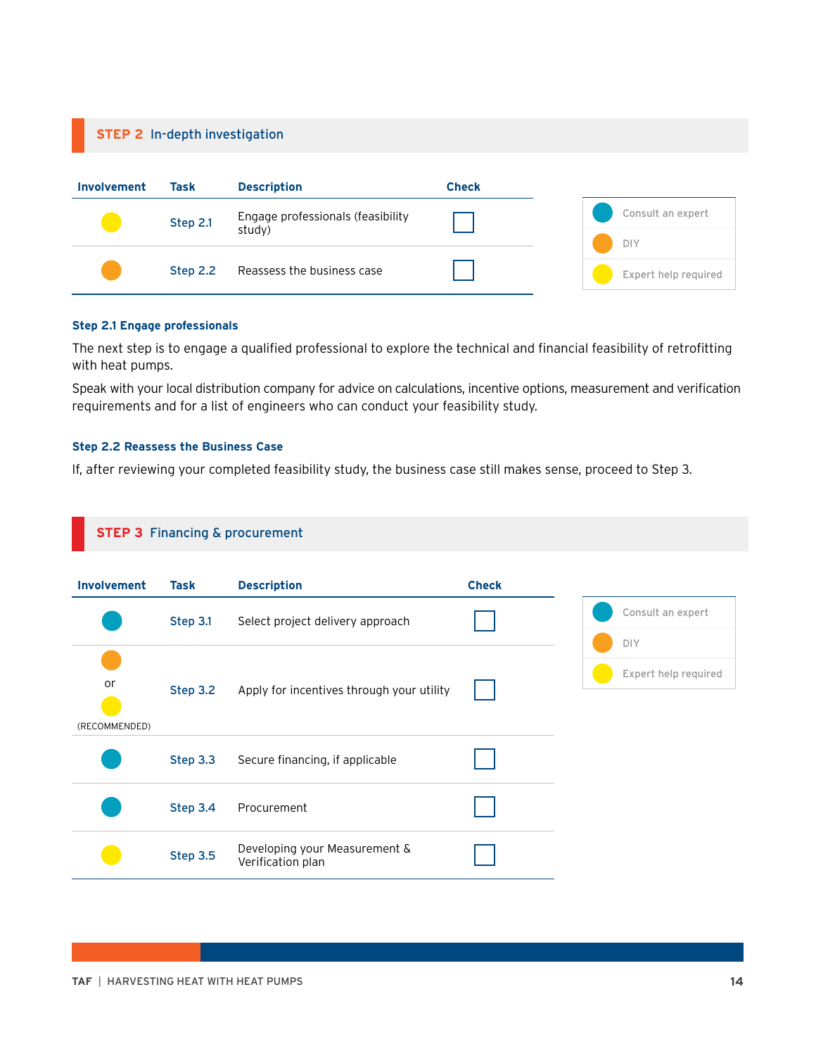## STEP 2 In-depth investigation

| Involvement | Task | Description | Check |
|---|---|---|---|
| Expert help required | Step 2.1 | Engage professionals (feasibility study) | ☐ |
| DIY | Step 2.2 | Reassess the business case | ☐ |

| Legend |
|---|
| Consult an expert |
| DIY |
| Expert help required |

### Step 2.1 Engage professionals

The next step is to engage a qualified professional to explore the technical and financial feasibility of retrofitting with heat pumps.

Speak with your local distribution company for advice on calculations, incentive options, measurement and verification requirements and for a list of engineers who can conduct your feasibility study.

### Step 2.2 Reassess the Business Case

If, after reviewing your completed feasibility study, the business case still makes sense, proceed to Step 3.

## STEP 3 Financing & procurement

| Involvement | Task | Description | Check |
|---|---|---|---|
| Consult an expert | Step 3.1 | Select project delivery approach | ☐ |
| DIY or Expert help required (RECOMMENDED) | Step 3.2 | Apply for incentives through your utility | ☐ |
| Consult an expert | Step 3.3 | Secure financing, if applicable | ☐ |
| Consult an expert | Step 3.4 | Procurement | ☐ |
| Expert help required | Step 3.5 | Developing your Measurement & Verification plan | ☐ |

| Legend |
|---|
| Consult an expert |
| DIY |
| Expert help required |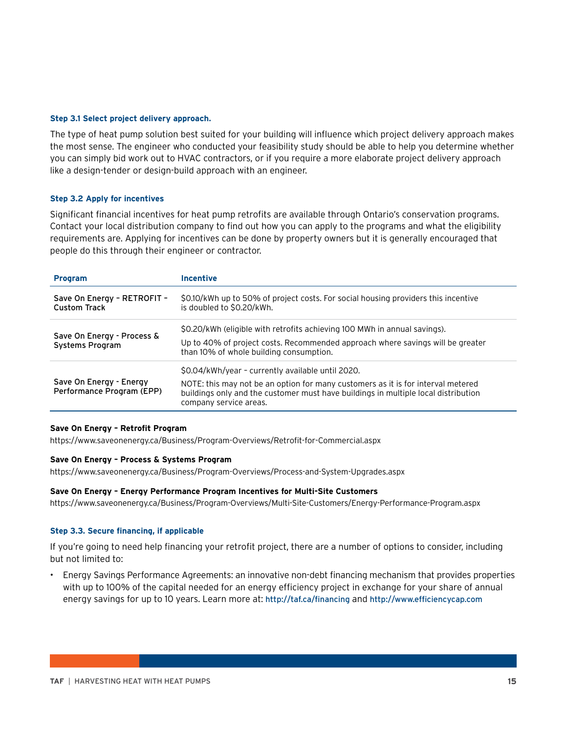### Step 3.1 Select project delivery approach.

The type of heat pump solution best suited for your building will influence which project delivery approach makes the most sense. The engineer who conducted your feasibility study should be able to help you determine whether you can simply bid work out to HVAC contractors, or if you require a more elaborate project delivery approach like a design-tender or design-build approach with an engineer.

### Step 3.2 Apply for incentives

Significant financial incentives for heat pump retrofits are available through Ontario's conservation programs. Contact your local distribution company to find out how you can apply to the programs and what the eligibility requirements are. Applying for incentives can be done by property owners but it is generally encouraged that people do this through their engineer or contractor.

| Program | Incentive |
|---|---|
| Save On Energy – RETROFIT – Custom Track | $0.10/kWh up to 50% of project costs. For social housing providers this incentive is doubled to $0.20/kWh. |
| Save On Energy - Process & Systems Program | $0.20/kWh (eligible with retrofits achieving 100 MWh in annual savings).<br>Up to 40% of project costs. Recommended approach where savings will be greater than 10% of whole building consumption. |
| Save On Energy - Energy Performance Program (EPP) | $0.04/kWh/year – currently available until 2020.<br>NOTE: this may not be an option for many customers as it is for interval metered buildings only and the customer must have buildings in multiple local distribution company service areas. |

**Save On Energy – Retrofit Program**
https://www.saveonenergy.ca/Business/Program-Overviews/Retrofit-for-Commercial.aspx

**Save On Energy – Process & Systems Program**
https://www.saveonenergy.ca/Business/Program-Overviews/Process-and-System-Upgrades.aspx

**Save On Energy – Energy Performance Program Incentives for Multi-Site Customers**
https://www.saveonenergy.ca/Business/Program-Overviews/Multi-Site-Customers/Energy-Performance-Program.aspx

### Step 3.3. Secure financing, if applicable

If you're going to need help financing your retrofit project, there are a number of options to consider, including but not limited to:

- Energy Savings Performance Agreements: an innovative non-debt financing mechanism that provides properties with up to 100% of the capital needed for an energy efficiency project in exchange for your share of annual energy savings for up to 10 years. Learn more at: http://taf.ca/financing and http://www.efficiencycap.com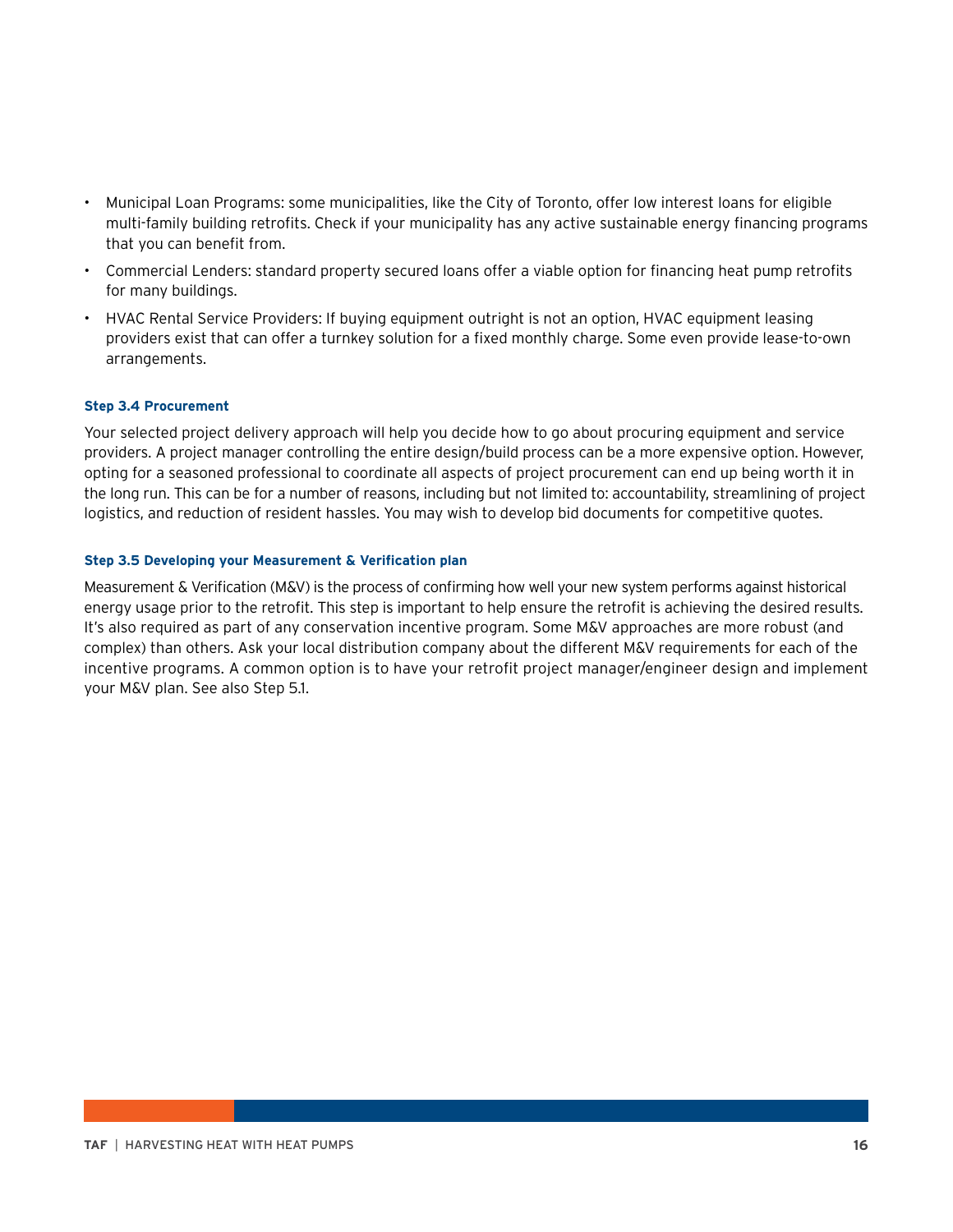- Municipal Loan Programs: some municipalities, like the City of Toronto, offer low interest loans for eligible multi-family building retrofits. Check if your municipality has any active sustainable energy financing programs that you can benefit from.
- Commercial Lenders: standard property secured loans offer a viable option for financing heat pump retrofits for many buildings.
- HVAC Rental Service Providers: If buying equipment outright is not an option, HVAC equipment leasing providers exist that can offer a turnkey solution for a fixed monthly charge. Some even provide lease-to-own arrangements.

#### Step 3.4 Procurement

Your selected project delivery approach will help you decide how to go about procuring equipment and service providers. A project manager controlling the entire design/build process can be a more expensive option. However, opting for a seasoned professional to coordinate all aspects of project procurement can end up being worth it in the long run. This can be for a number of reasons, including but not limited to: accountability, streamlining of project logistics, and reduction of resident hassles. You may wish to develop bid documents for competitive quotes.

#### Step 3.5 Developing your Measurement & Verification plan

Measurement & Verification (M&V) is the process of confirming how well your new system performs against historical energy usage prior to the retrofit. This step is important to help ensure the retrofit is achieving the desired results. It's also required as part of any conservation incentive program. Some M&V approaches are more robust (and complex) than others. Ask your local distribution company about the different M&V requirements for each of the incentive programs. A common option is to have your retrofit project manager/engineer design and implement your M&V plan. See also Step 5.1.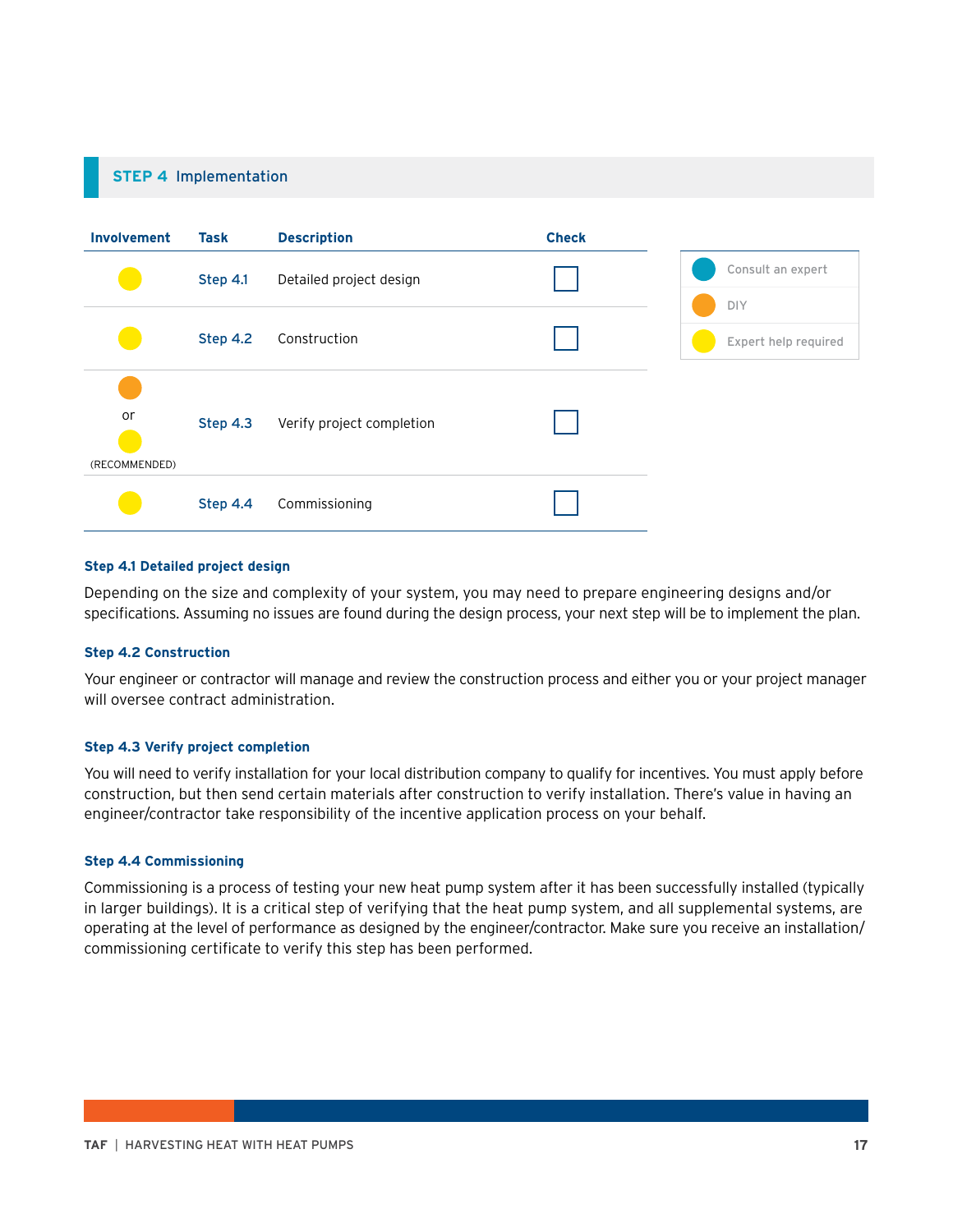## STEP 4 Implementation

| Involvement | Task | Description | Check |
|---|---|---|---|
| Expert help required | Step 4.1 | Detailed project design | ☐ |
| Expert help required | Step 4.2 | Construction | ☐ |
| DIY or Expert help required (RECOMMENDED) | Step 4.3 | Verify project completion | ☐ |
| Expert help required | Step 4.4 | Commissioning | ☐ |

Legend:
- Consult an expert
- DIY
- Expert help required

### Step 4.1 Detailed project design

Depending on the size and complexity of your system, you may need to prepare engineering designs and/or specifications. Assuming no issues are found during the design process, your next step will be to implement the plan.

### Step 4.2 Construction

Your engineer or contractor will manage and review the construction process and either you or your project manager will oversee contract administration.

### Step 4.3 Verify project completion

You will need to verify installation for your local distribution company to qualify for incentives. You must apply before construction, but then send certain materials after construction to verify installation. There's value in having an engineer/contractor take responsibility of the incentive application process on your behalf.

### Step 4.4 Commissioning

Commissioning is a process of testing your new heat pump system after it has been successfully installed (typically in larger buildings). It is a critical step of verifying that the heat pump system, and all supplemental systems, are operating at the level of performance as designed by the engineer/contractor. Make sure you receive an installation/commissioning certificate to verify this step has been performed.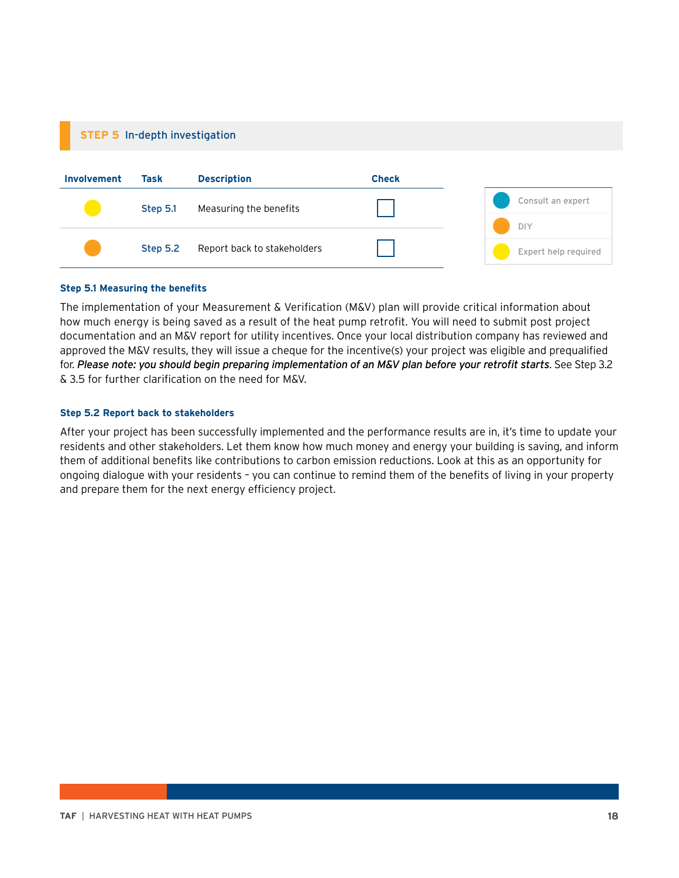## STEP 5 In-depth investigation

| Involvement | Task | Description | Check |
|---|---|---|---|
| Expert help required | Step 5.1 | Measuring the benefits | ☐ |
| DIY | Step 5.2 | Report back to stakeholders | ☐ |

- Consult an expert
- DIY
- Expert help required

### Step 5.1 Measuring the benefits

The implementation of your Measurement & Verification (M&V) plan will provide critical information about how much energy is being saved as a result of the heat pump retrofit. You will need to submit post project documentation and an M&V report for utility incentives. Once your local distribution company has reviewed and approved the M&V results, they will issue a cheque for the incentive(s) your project was eligible and prequalified for. ***Please note: you should begin preparing implementation of an M&V plan before your retrofit starts***. See Step 3.2 & 3.5 for further clarification on the need for M&V.

### Step 5.2 Report back to stakeholders

After your project has been successfully implemented and the performance results are in, it's time to update your residents and other stakeholders. Let them know how much money and energy your building is saving, and inform them of additional benefits like contributions to carbon emission reductions. Look at this as an opportunity for ongoing dialogue with your residents – you can continue to remind them of the benefits of living in your property and prepare them for the next energy efficiency project.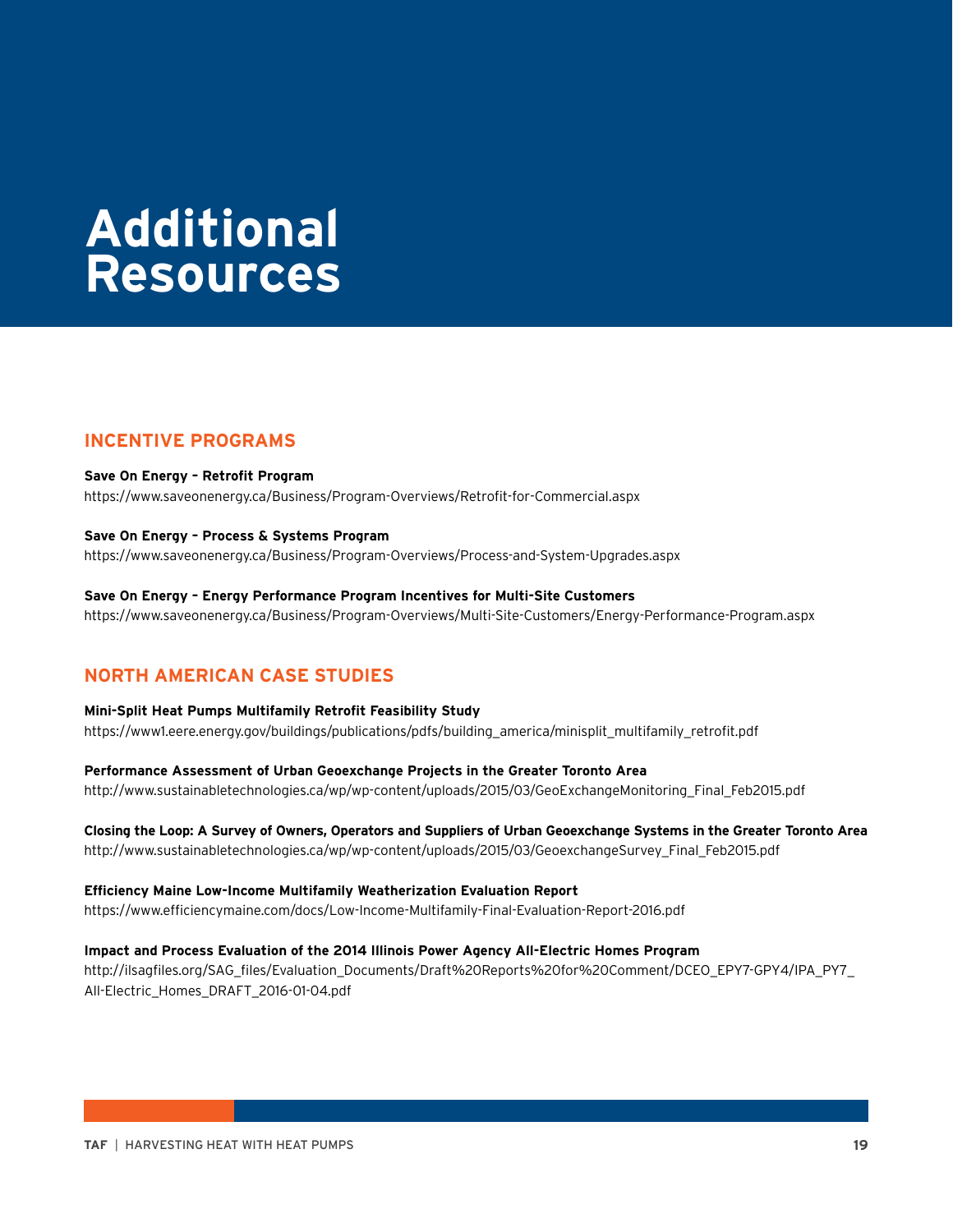# Additional Resources

## INCENTIVE PROGRAMS

**Save On Energy – Retrofit Program**
https://www.saveonenergy.ca/Business/Program-Overviews/Retrofit-for-Commercial.aspx

**Save On Energy – Process & Systems Program**
https://www.saveonenergy.ca/Business/Program-Overviews/Process-and-System-Upgrades.aspx

**Save On Energy – Energy Performance Program Incentives for Multi-Site Customers**
https://www.saveonenergy.ca/Business/Program-Overviews/Multi-Site-Customers/Energy-Performance-Program.aspx

## NORTH AMERICAN CASE STUDIES

**Mini-Split Heat Pumps Multifamily Retrofit Feasibility Study**
https://www1.eere.energy.gov/buildings/publications/pdfs/building_america/minisplit_multifamily_retrofit.pdf

**Performance Assessment of Urban Geoexchange Projects in the Greater Toronto Area**
http://www.sustainabletechnologies.ca/wp/wp-content/uploads/2015/03/GeoExchangeMonitoring_Final_Feb2015.pdf

**Closing the Loop: A Survey of Owners, Operators and Suppliers of Urban Geoexchange Systems in the Greater Toronto Area**
http://www.sustainabletechnologies.ca/wp/wp-content/uploads/2015/03/GeoexchangeSurvey_Final_Feb2015.pdf

**Efficiency Maine Low-Income Multifamily Weatherization Evaluation Report**
https://www.efficiencymaine.com/docs/Low-Income-Multifamily-Final-Evaluation-Report-2016.pdf

**Impact and Process Evaluation of the 2014 Illinois Power Agency All-Electric Homes Program**
http://ilsagfiles.org/SAG_files/Evaluation_Documents/Draft%20Reports%20for%20Comment/DCEO_EPY7-GPY4/IPA_PY7_All-Electric_Homes_DRAFT_2016-01-04.pdf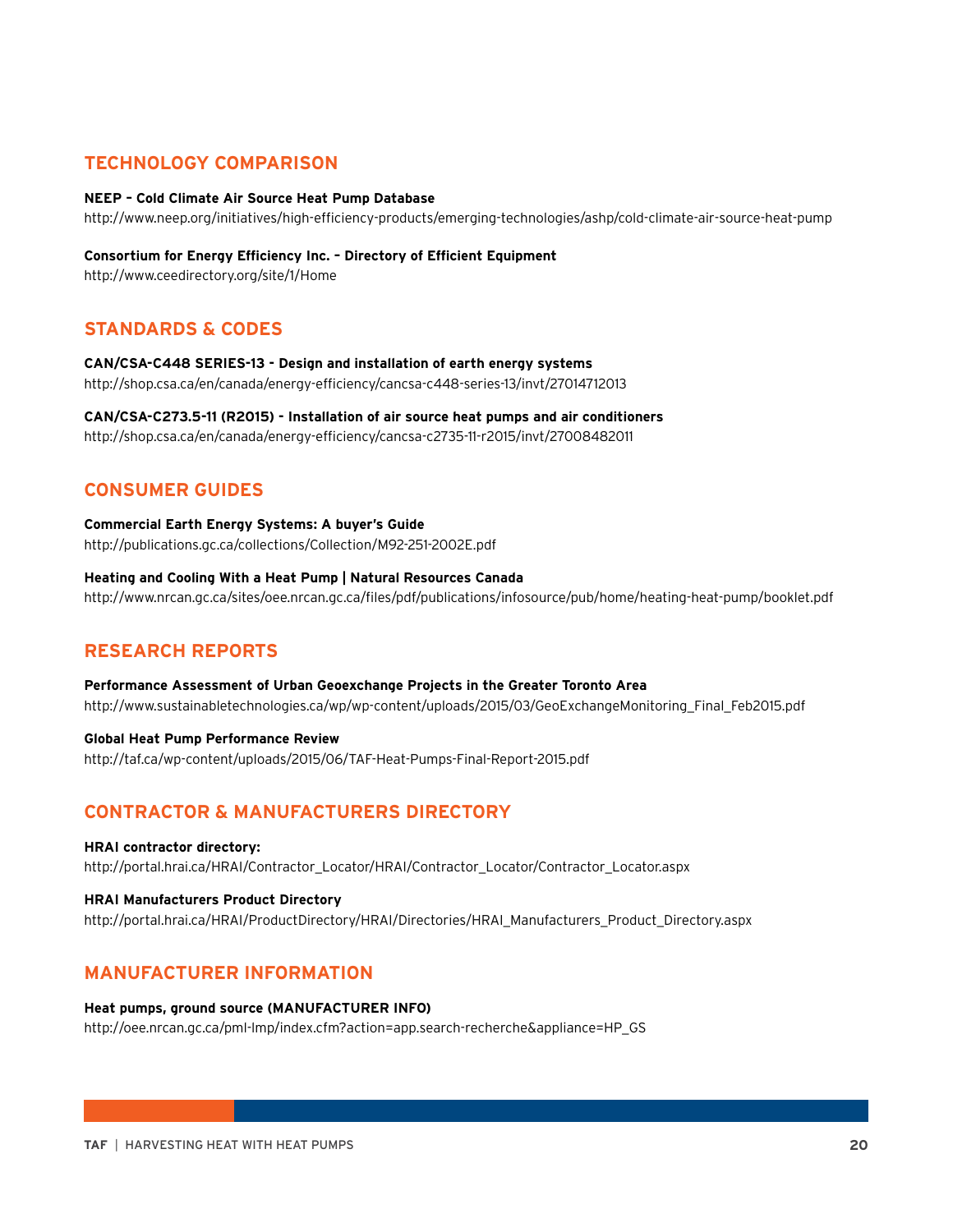## TECHNOLOGY COMPARISON

**NEEP – Cold Climate Air Source Heat Pump Database**
http://www.neep.org/initiatives/high-efficiency-products/emerging-technologies/ashp/cold-climate-air-source-heat-pump

**Consortium for Energy Efficiency Inc. – Directory of Efficient Equipment**
http://www.ceedirectory.org/site/1/Home

## STANDARDS & CODES

**CAN/CSA-C448 SERIES-13 - Design and installation of earth energy systems**
http://shop.csa.ca/en/canada/energy-efficiency/cancsa-c448-series-13/invt/27014712013

**CAN/CSA-C273.5-11 (R2015) - Installation of air source heat pumps and air conditioners**
http://shop.csa.ca/en/canada/energy-efficiency/cancsa-c2735-11-r2015/invt/27008482011

## CONSUMER GUIDES

**Commercial Earth Energy Systems: A buyer's Guide**
http://publications.gc.ca/collections/Collection/M92-251-2002E.pdf

**Heating and Cooling With a Heat Pump | Natural Resources Canada**
http://www.nrcan.gc.ca/sites/oee.nrcan.gc.ca/files/pdf/publications/infosource/pub/home/heating-heat-pump/booklet.pdf

## RESEARCH REPORTS

**Performance Assessment of Urban Geoexchange Projects in the Greater Toronto Area**
http://www.sustainabletechnologies.ca/wp/wp-content/uploads/2015/03/GeoExchangeMonitoring_Final_Feb2015.pdf

**Global Heat Pump Performance Review**
http://taf.ca/wp-content/uploads/2015/06/TAF-Heat-Pumps-Final-Report-2015.pdf

## CONTRACTOR & MANUFACTURERS DIRECTORY

**HRAI contractor directory:**
http://portal.hrai.ca/HRAI/Contractor_Locator/HRAI/Contractor_Locator/Contractor_Locator.aspx

**HRAI Manufacturers Product Directory**
http://portal.hrai.ca/HRAI/ProductDirectory/HRAI/Directories/HRAI_Manufacturers_Product_Directory.aspx

## MANUFACTURER INFORMATION

**Heat pumps, ground source (MANUFACTURER INFO)**
http://oee.nrcan.gc.ca/pml-lmp/index.cfm?action=app.search-recherche&appliance=HP_GS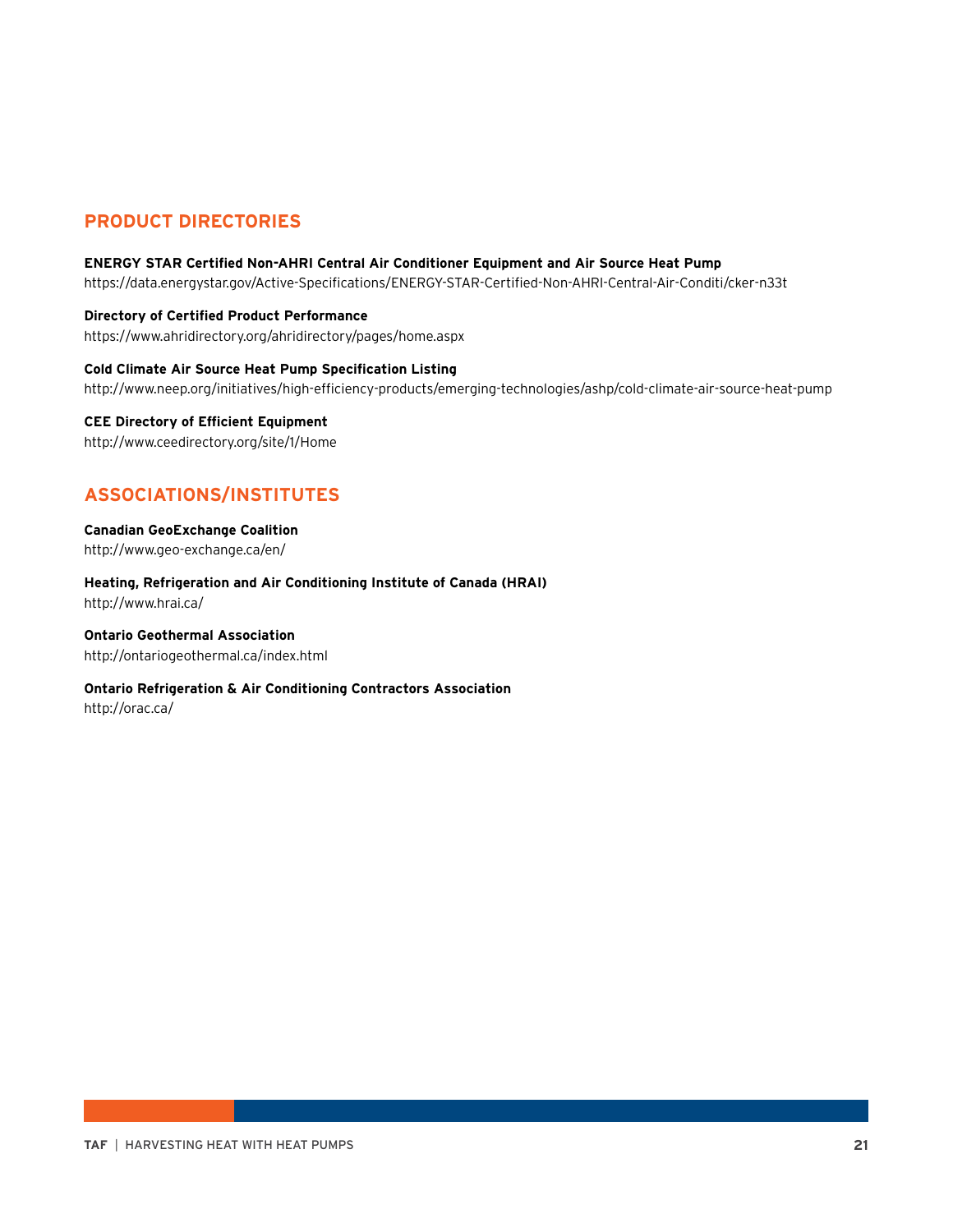## PRODUCT DIRECTORIES

**ENERGY STAR Certified Non-AHRI Central Air Conditioner Equipment and Air Source Heat Pump**
https://data.energystar.gov/Active-Specifications/ENERGY-STAR-Certified-Non-AHRI-Central-Air-Conditi/cker-n33t

**Directory of Certified Product Performance**
https://www.ahridirectory.org/ahridirectory/pages/home.aspx

**Cold Climate Air Source Heat Pump Specification Listing**
http://www.neep.org/initiatives/high-efficiency-products/emerging-technologies/ashp/cold-climate-air-source-heat-pump

**CEE Directory of Efficient Equipment**
http://www.ceedirectory.org/site/1/Home

## ASSOCIATIONS/INSTITUTES

**Canadian GeoExchange Coalition**
http://www.geo-exchange.ca/en/

**Heating, Refrigeration and Air Conditioning Institute of Canada (HRAI)**
http://www.hrai.ca/

**Ontario Geothermal Association**
http://ontariogeothermal.ca/index.html

**Ontario Refrigeration & Air Conditioning Contractors Association**
http://orac.ca/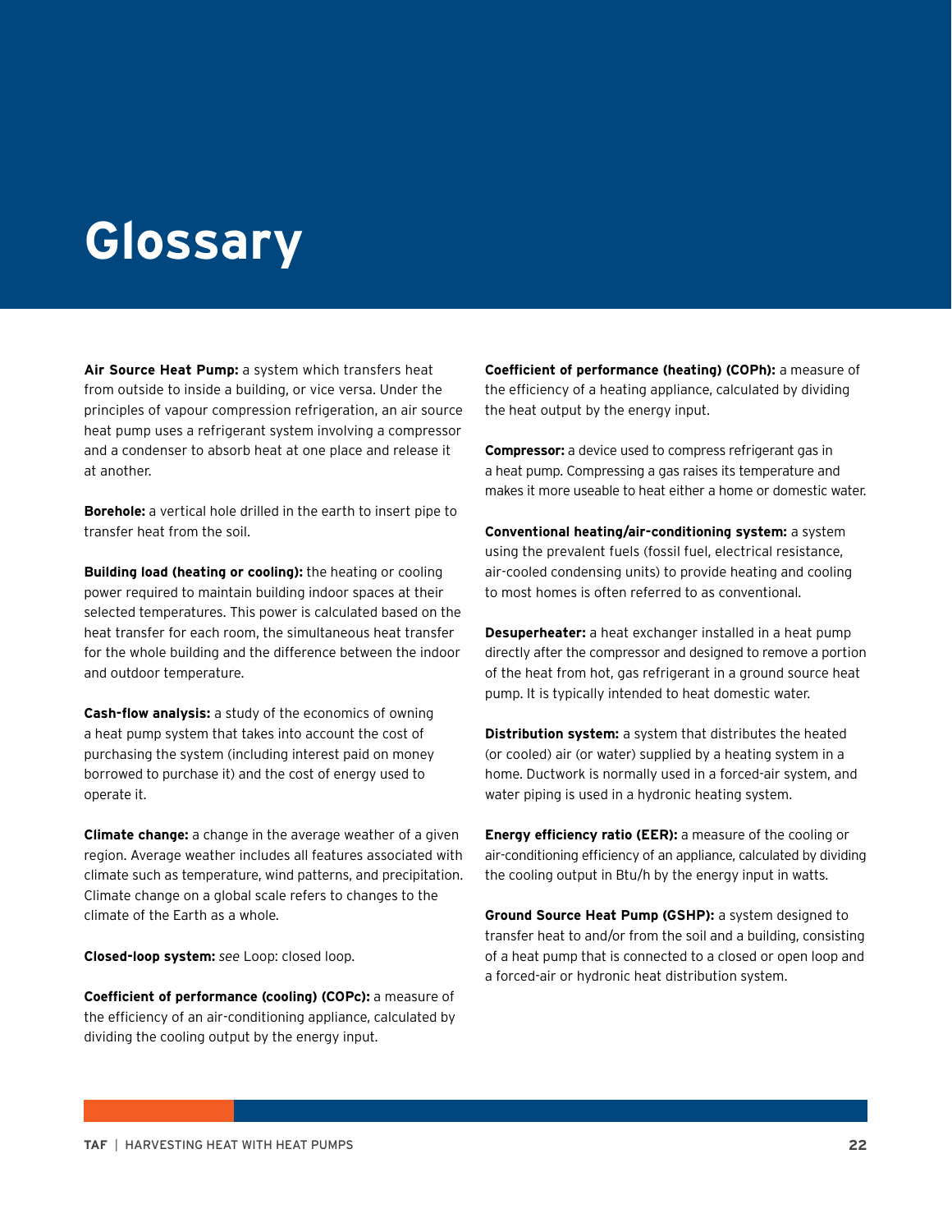# Glossary

**Air Source Heat Pump:** a system which transfers heat from outside to inside a building, or vice versa. Under the principles of vapour compression refrigeration, an air source heat pump uses a refrigerant system involving a compressor and a condenser to absorb heat at one place and release it at another.

**Borehole:** a vertical hole drilled in the earth to insert pipe to transfer heat from the soil.

**Building load (heating or cooling):** the heating or cooling power required to maintain building indoor spaces at their selected temperatures. This power is calculated based on the heat transfer for each room, the simultaneous heat transfer for the whole building and the difference between the indoor and outdoor temperature.

**Cash-flow analysis:** a study of the economics of owning a heat pump system that takes into account the cost of purchasing the system (including interest paid on money borrowed to purchase it) and the cost of energy used to operate it.

**Climate change:** a change in the average weather of a given region. Average weather includes all features associated with climate such as temperature, wind patterns, and precipitation. Climate change on a global scale refers to changes to the climate of the Earth as a whole.

**Closed-loop system:** *see* Loop: closed loop.

**Coefficient of performance (cooling) (COPc):** a measure of the efficiency of an air-conditioning appliance, calculated by dividing the cooling output by the energy input.

**Coefficient of performance (heating) (COPh):** a measure of the efficiency of a heating appliance, calculated by dividing the heat output by the energy input.

**Compressor:** a device used to compress refrigerant gas in a heat pump. Compressing a gas raises its temperature and makes it more useable to heat either a home or domestic water.

**Conventional heating/air-conditioning system:** a system using the prevalent fuels (fossil fuel, electrical resistance, air-cooled condensing units) to provide heating and cooling to most homes is often referred to as conventional.

**Desuperheater:** a heat exchanger installed in a heat pump directly after the compressor and designed to remove a portion of the heat from hot, gas refrigerant in a ground source heat pump. It is typically intended to heat domestic water.

**Distribution system:** a system that distributes the heated (or cooled) air (or water) supplied by a heating system in a home. Ductwork is normally used in a forced-air system, and water piping is used in a hydronic heating system.

**Energy efficiency ratio (EER):** a measure of the cooling or air-conditioning efficiency of an appliance, calculated by dividing the cooling output in Btu/h by the energy input in watts.

**Ground Source Heat Pump (GSHP):** a system designed to transfer heat to and/or from the soil and a building, consisting of a heat pump that is connected to a closed or open loop and a forced-air or hydronic heat distribution system.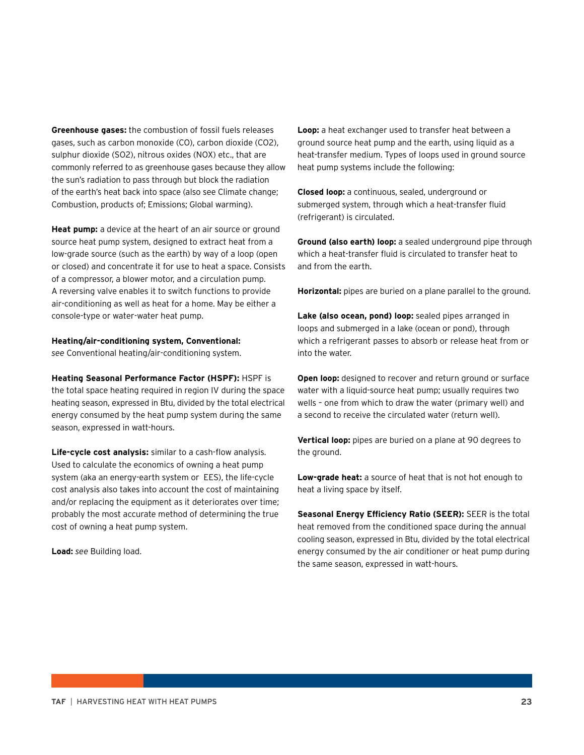**Greenhouse gases:** the combustion of fossil fuels releases gases, such as carbon monoxide (CO), carbon dioxide ($CO_2$), sulphur dioxide ($SO_2$), nitrous oxides ($NO_X$) etc., that are commonly referred to as greenhouse gases because they allow the sun's radiation to pass through but block the radiation of the earth's heat back into space (also see Climate change; Combustion, products of; Emissions; Global warming).

**Heat pump:** a device at the heart of an air source or ground source heat pump system, designed to extract heat from a low-grade source (such as the earth) by way of a loop (open or closed) and concentrate it for use to heat a space. Consists of a compressor, a blower motor, and a circulation pump. A reversing valve enables it to switch functions to provide air-conditioning as well as heat for a home. May be either a console-type or water-water heat pump.

**Heating/air-conditioning system, Conventional:** *see* Conventional heating/air-conditioning system.

**Heating Seasonal Performance Factor (HSPF):** HSPF is the total space heating required in region IV during the space heating season, expressed in Btu, divided by the total electrical energy consumed by the heat pump system during the same season, expressed in watt-hours.

**Life-cycle cost analysis:** similar to a cash-flow analysis. Used to calculate the economics of owning a heat pump system (aka an energy-earth system or EES), the life-cycle cost analysis also takes into account the cost of maintaining and/or replacing the equipment as it deteriorates over time; probably the most accurate method of determining the true cost of owning a heat pump system.

**Load:** *see* Building load.

**Loop:** a heat exchanger used to transfer heat between a ground source heat pump and the earth, using liquid as a heat-transfer medium. Types of loops used in ground source heat pump systems include the following:

**Closed loop:** a continuous, sealed, underground or submerged system, through which a heat-transfer fluid (refrigerant) is circulated.

**Ground (also earth) loop:** a sealed underground pipe through which a heat-transfer fluid is circulated to transfer heat to and from the earth.

**Horizontal:** pipes are buried on a plane parallel to the ground.

**Lake (also ocean, pond) loop:** sealed pipes arranged in loops and submerged in a lake (ocean or pond), through which a refrigerant passes to absorb or release heat from or into the water.

**Open loop:** designed to recover and return ground or surface water with a liquid-source heat pump; usually requires two wells – one from which to draw the water (primary well) and a second to receive the circulated water (return well).

**Vertical loop:** pipes are buried on a plane at 90 degrees to the ground.

**Low-grade heat:** a source of heat that is not hot enough to heat a living space by itself.

**Seasonal Energy Efficiency Ratio (SEER):** SEER is the total heat removed from the conditioned space during the annual cooling season, expressed in Btu, divided by the total electrical energy consumed by the air conditioner or heat pump during the same season, expressed in watt-hours.